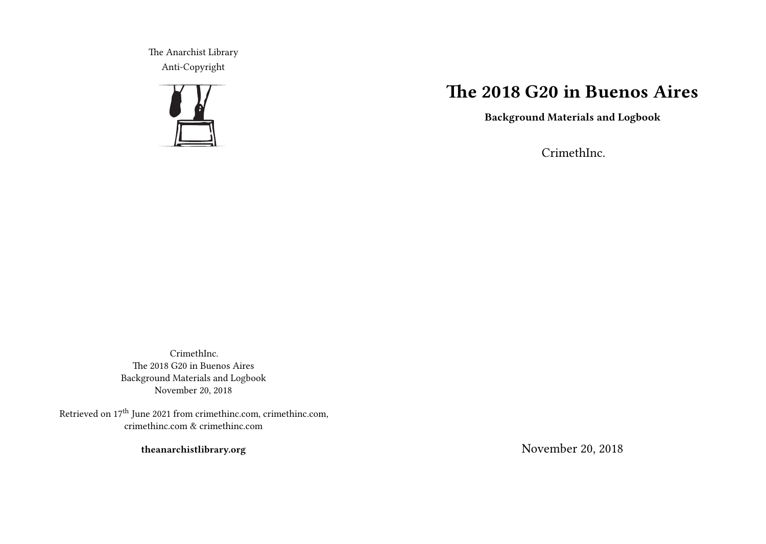The Anarchist Library
Anti-Copyright

# The 2018 G20 in Buenos Aires

**Background Materials and Logbook**

CrimethInc.

November 20, 2018

CrimethInc.
The 2018 G20 in Buenos Aires
Background Materials and Logbook
November 20, 2018

Retrieved on 17th June 2021 from crimethinc.com, crimethinc.com, crimethinc.com & crimethinc.com

**theanarchistlibrary.org**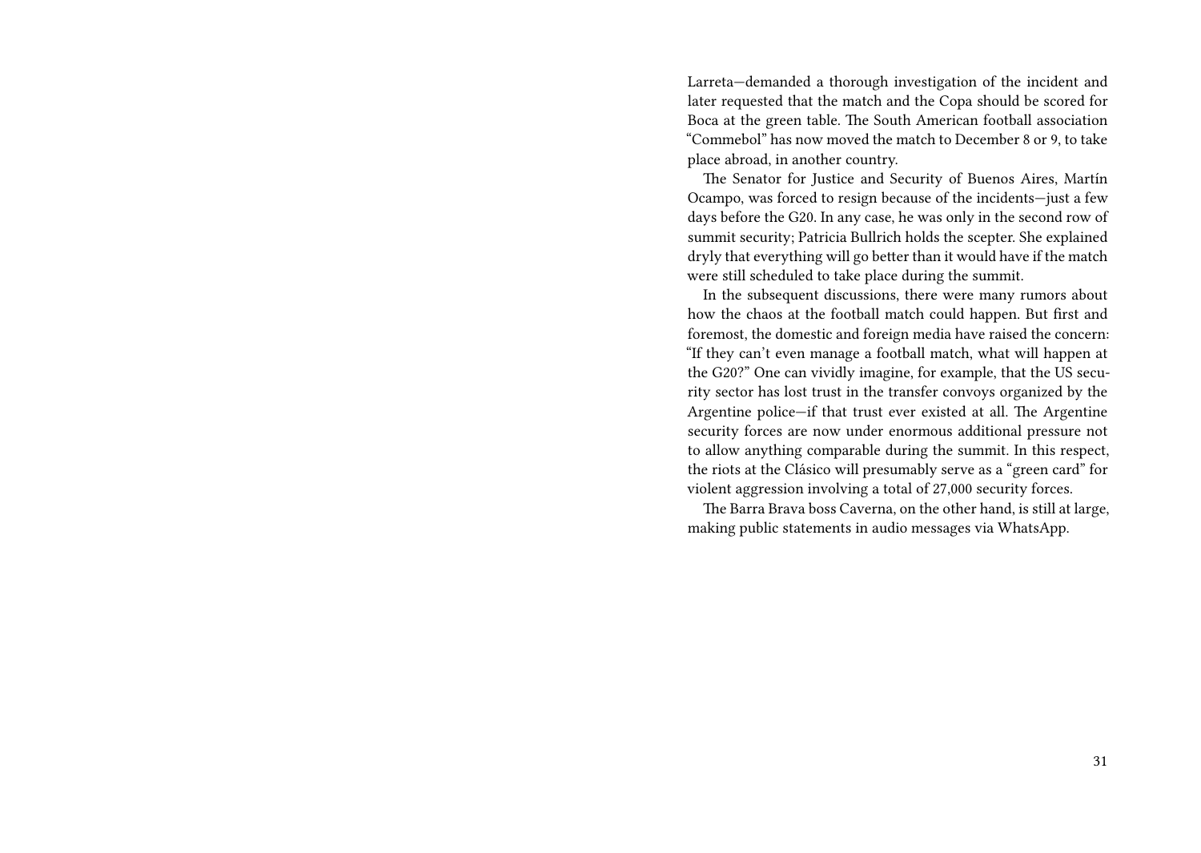Larreta—demanded a thorough investigation of the incident and later requested that the match and the Copa should be scored for Boca at the green table. The South American football association "Commebol" has now moved the match to December 8 or 9, to take place abroad, in another country.

The Senator for Justice and Security of Buenos Aires, Martín Ocampo, was forced to resign because of the incidents—just a few days before the G20. In any case, he was only in the second row of summit security; Patricia Bullrich holds the scepter. She explained dryly that everything will go better than it would have if the match were still scheduled to take place during the summit.

In the subsequent discussions, there were many rumors about how the chaos at the football match could happen. But first and foremost, the domestic and foreign media have raised the concern: "If they can't even manage a football match, what will happen at the G20?" One can vividly imagine, for example, that the US security sector has lost trust in the transfer convoys organized by the Argentine police—if that trust ever existed at all. The Argentine security forces are now under enormous additional pressure not to allow anything comparable during the summit. In this respect, the riots at the Clásico will presumably serve as a "green card" for violent aggression involving a total of 27,000 security forces.

The Barra Brava boss Caverna, on the other hand, is still at large, making public statements in audio messages via WhatsApp.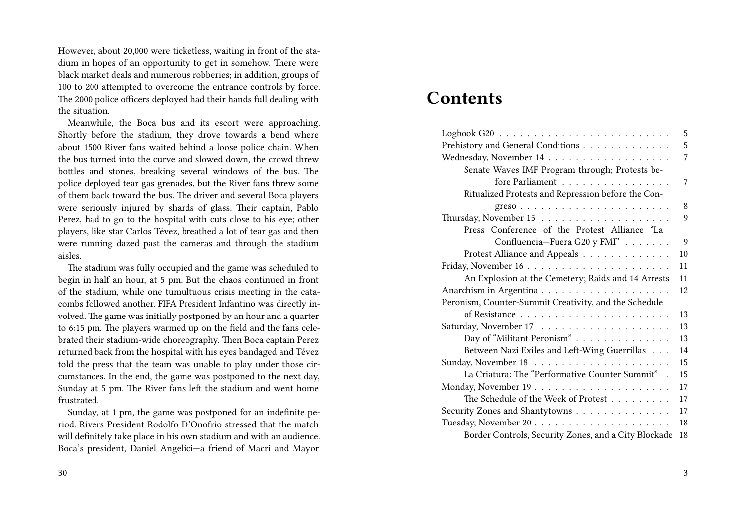However, about 20,000 were ticketless, waiting in front of the stadium in hopes of an opportunity to get in somehow. There were black market deals and numerous robberies; in addition, groups of 100 to 200 attempted to overcome the entrance controls by force. The 2000 police officers deployed had their hands full dealing with the situation.

Meanwhile, the Boca bus and its escort were approaching. Shortly before the stadium, they drove towards a bend where about 1500 River fans waited behind a loose police chain. When the bus turned into the curve and slowed down, the crowd threw bottles and stones, breaking several windows of the bus. The police deployed tear gas grenades, but the River fans threw some of them back toward the bus. The driver and several Boca players were seriously injured by shards of glass. Their captain, Pablo Perez, had to go to the hospital with cuts close to his eye; other players, like star Carlos Tévez, breathed a lot of tear gas and then were running dazed past the cameras and through the stadium aisles.

The stadium was fully occupied and the game was scheduled to begin in half an hour, at 5 pm. But the chaos continued in front of the stadium, while one tumultuous crisis meeting in the catacombs followed another. FIFA President Infantino was directly involved. The game was initially postponed by an hour and a quarter to 6:15 pm. The players warmed up on the field and the fans celebrated their stadium-wide choreography. Then Boca captain Perez returned back from the hospital with his eyes bandaged and Tévez told the press that the team was unable to play under those circumstances. In the end, the game was postponed to the next day, Sunday at 5 pm. The River fans left the stadium and went home frustrated.

Sunday, at 1 pm, the game was postponed for an indefinite period. Rivers President Rodolfo D'Onofrio stressed that the match will definitely take place in his own stadium and with an audience. Boca's president, Daniel Angelici—a friend of Macri and Mayor

# Contents

- Logbook G20 . . . 5
- Prehistory and General Conditions . . . 5
- Wednesday, November 14 . . . 7
  - Senate Waves IMF Program through; Protests before Parliament . . . 7
  - Ritualized Protests and Repression before the Congreso . . . 8
- Thursday, November 15 . . . 9
  - Press Conference of the Protest Alliance "La Confluencia—Fuera G20 y FMI" . . . 9
  - Protest Alliance and Appeals . . . 10
- Friday, November 16 . . . 11
  - An Explosion at the Cemetery; Raids and 14 Arrests . . . 11
- Anarchism in Argentina . . . 12
- Peronism, Counter-Summit Creativity, and the Schedule of Resistance . . . 13
- Saturday, November 17 . . . 13
  - Day of "Militant Peronism" . . . 13
  - Between Nazi Exiles and Left-Wing Guerrillas . . . 14
- Sunday, November 18 . . . 15
  - La Criatura: The "Performative Counter Summit" . . . 15
- Monday, November 19 . . . 17
  - The Schedule of the Week of Protest . . . 17
- Security Zones and Shantytowns . . . 17
- Tuesday, November 20 . . . 18
  - Border Controls, Security Zones, and a City Blockade . . . 18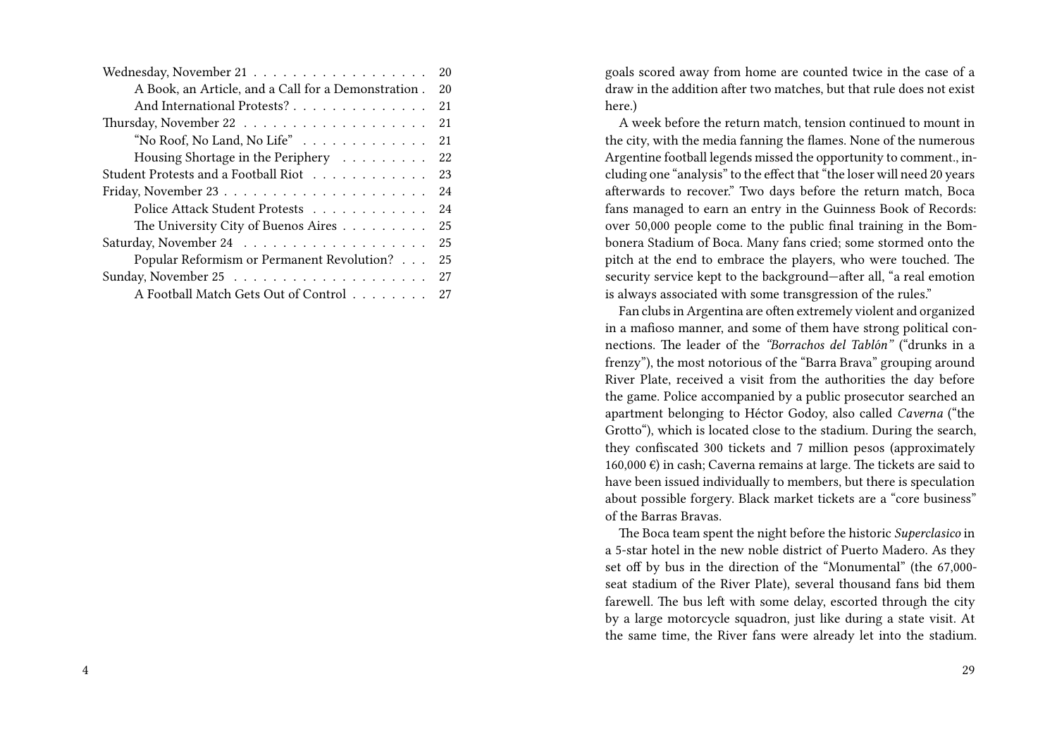Wednesday, November 21 . . . . . . . . . . . . . . . . . . . 20
- A Book, an Article, and a Call for a Demonstration . 20
- And International Protests? . . . . . . . . . . . . . . 21

Thursday, November 22 . . . . . . . . . . . . . . . . . . . 21
- "No Roof, No Land, No Life" . . . . . . . . . . . . . 21
- Housing Shortage in the Periphery . . . . . . . . . 22

Student Protests and a Football Riot . . . . . . . . . . . . 23

Friday, November 23 . . . . . . . . . . . . . . . . . . . . . 24
- Police Attack Student Protests . . . . . . . . . . . . 24
- The University City of Buenos Aires . . . . . . . . . 25

Saturday, November 24 . . . . . . . . . . . . . . . . . . . 25
- Popular Reformism or Permanent Revolution? . . . 25

Sunday, November 25 . . . . . . . . . . . . . . . . . . . . 27
- A Football Match Gets Out of Control . . . . . . . . 27

goals scored away from home are counted twice in the case of a draw in the addition after two matches, but that rule does not exist here.)

A week before the return match, tension continued to mount in the city, with the media fanning the flames. None of the numerous Argentine football legends missed the opportunity to comment., including one "analysis" to the effect that "the loser will need 20 years afterwards to recover." Two days before the return match, Boca fans managed to earn an entry in the Guinness Book of Records: over 50,000 people come to the public final training in the Bombonera Stadium of Boca. Many fans cried; some stormed onto the pitch at the end to embrace the players, who were touched. The security service kept to the background—after all, "a real emotion is always associated with some transgression of the rules."

Fan clubs in Argentina are often extremely violent and organized in a mafioso manner, and some of them have strong political connections. The leader of the *"Borrachos del Tablón"* ("drunks in a frenzy"), the most notorious of the "Barra Brava" grouping around River Plate, received a visit from the authorities the day before the game. Police accompanied by a public prosecutor searched an apartment belonging to Héctor Godoy, also called *Caverna* ("the Grotto"), which is located close to the stadium. During the search, they confiscated 300 tickets and 7 million pesos (approximately 160,000 €) in cash; Caverna remains at large. The tickets are said to have been issued individually to members, but there is speculation about possible forgery. Black market tickets are a "core business" of the Barras Bravas.

The Boca team spent the night before the historic *Superclasico* in a 5-star hotel in the new noble district of Puerto Madero. As they set off by bus in the direction of the "Monumental" (the 67,000-seat stadium of the River Plate), several thousand fans bid them farewell. The bus left with some delay, escorted through the city by a large motorcycle squadron, just like during a state visit. At the same time, the River fans were already let into the stadium.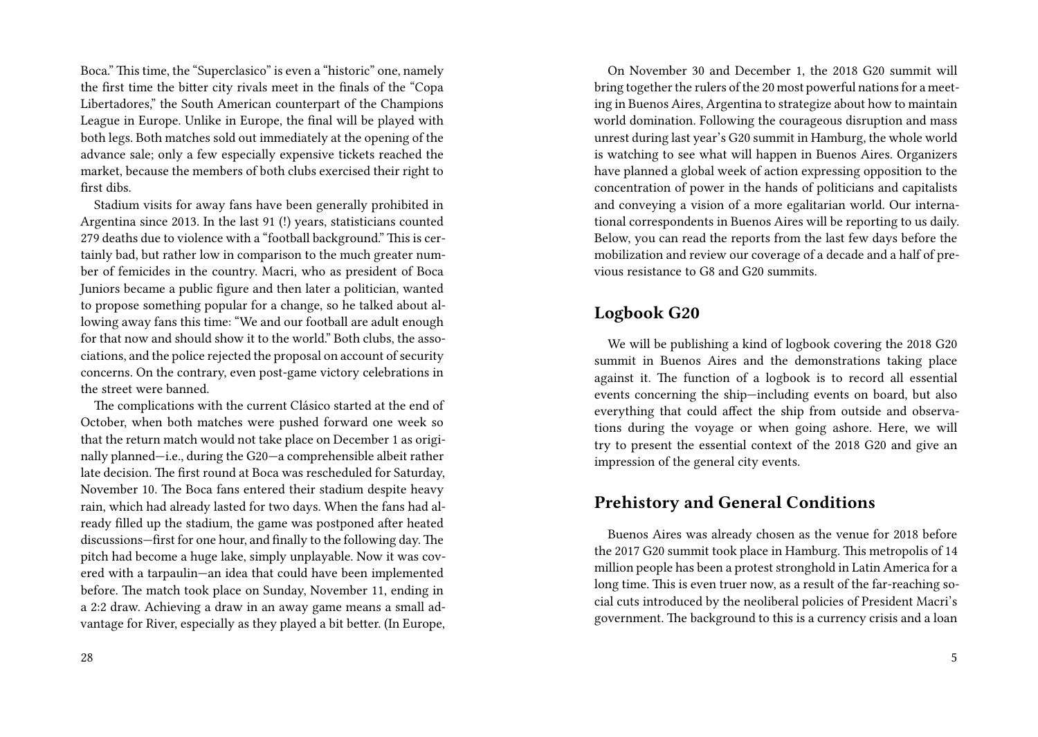Boca." This time, the "Superclasico" is even a "historic" one, namely the first time the bitter city rivals meet in the finals of the "Copa Libertadores," the South American counterpart of the Champions League in Europe. Unlike in Europe, the final will be played with both legs. Both matches sold out immediately at the opening of the advance sale; only a few especially expensive tickets reached the market, because the members of both clubs exercised their right to first dibs.

Stadium visits for away fans have been generally prohibited in Argentina since 2013. In the last 91 (!) years, statisticians counted 279 deaths due to violence with a "football background." This is certainly bad, but rather low in comparison to the much greater number of femicides in the country. Macri, who as president of Boca Juniors became a public figure and then later a politician, wanted to propose something popular for a change, so he talked about allowing away fans this time: "We and our football are adult enough for that now and should show it to the world." Both clubs, the associations, and the police rejected the proposal on account of security concerns. On the contrary, even post-game victory celebrations in the street were banned.

The complications with the current Clásico started at the end of October, when both matches were pushed forward one week so that the return match would not take place on December 1 as originally planned—i.e., during the G20—a comprehensible albeit rather late decision. The first round at Boca was rescheduled for Saturday, November 10. The Boca fans entered their stadium despite heavy rain, which had already lasted for two days. When the fans had already filled up the stadium, the game was postponed after heated discussions—first for one hour, and finally to the following day. The pitch had become a huge lake, simply unplayable. Now it was covered with a tarpaulin—an idea that could have been implemented before. The match took place on Sunday, November 11, ending in a 2:2 draw. Achieving a draw in an away game means a small advantage for River, especially as they played a bit better. (In Europe,

On November 30 and December 1, the 2018 G20 summit will bring together the rulers of the 20 most powerful nations for a meeting in Buenos Aires, Argentina to strategize about how to maintain world domination. Following the courageous disruption and mass unrest during last year's G20 summit in Hamburg, the whole world is watching to see what will happen in Buenos Aires. Organizers have planned a global week of action expressing opposition to the concentration of power in the hands of politicians and capitalists and conveying a vision of a more egalitarian world. Our international correspondents in Buenos Aires will be reporting to us daily. Below, you can read the reports from the last few days before the mobilization and review our coverage of a decade and a half of previous resistance to G8 and G20 summits.

## Logbook G20

We will be publishing a kind of logbook covering the 2018 G20 summit in Buenos Aires and the demonstrations taking place against it. The function of a logbook is to record all essential events concerning the ship—including events on board, but also everything that could affect the ship from outside and observations during the voyage or when going ashore. Here, we will try to present the essential context of the 2018 G20 and give an impression of the general city events.

## Prehistory and General Conditions

Buenos Aires was already chosen as the venue for 2018 before the 2017 G20 summit took place in Hamburg. This metropolis of 14 million people has been a protest stronghold in Latin America for a long time. This is even truer now, as a result of the far-reaching social cuts introduced by the neoliberal policies of President Macri's government. The background to this is a currency crisis and a loan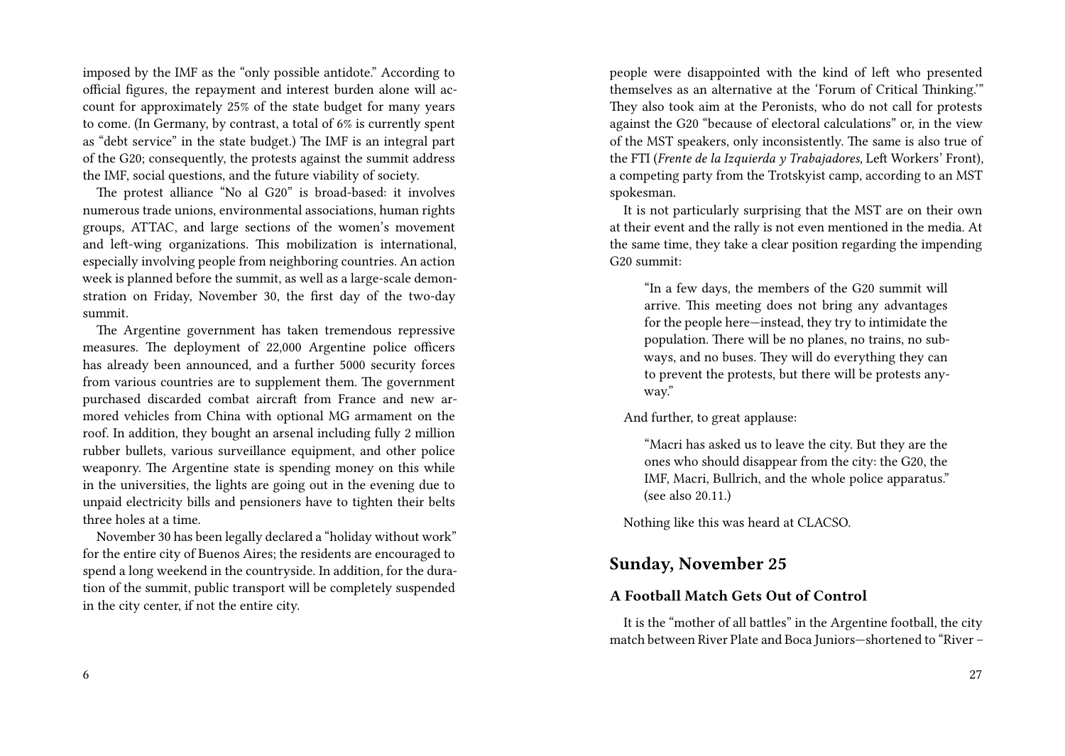imposed by the IMF as the "only possible antidote." According to official figures, the repayment and interest burden alone will account for approximately 25% of the state budget for many years to come. (In Germany, by contrast, a total of 6% is currently spent as "debt service" in the state budget.) The IMF is an integral part of the G20; consequently, the protests against the summit address the IMF, social questions, and the future viability of society.

The protest alliance "No al G20" is broad-based: it involves numerous trade unions, environmental associations, human rights groups, ATTAC, and large sections of the women's movement and left-wing organizations. This mobilization is international, especially involving people from neighboring countries. An action week is planned before the summit, as well as a large-scale demonstration on Friday, November 30, the first day of the two-day summit.

The Argentine government has taken tremendous repressive measures. The deployment of 22,000 Argentine police officers has already been announced, and a further 5000 security forces from various countries are to supplement them. The government purchased discarded combat aircraft from France and new armored vehicles from China with optional MG armament on the roof. In addition, they bought an arsenal including fully 2 million rubber bullets, various surveillance equipment, and other police weaponry. The Argentine state is spending money on this while in the universities, the lights are going out in the evening due to unpaid electricity bills and pensioners have to tighten their belts three holes at a time.

November 30 has been legally declared a "holiday without work" for the entire city of Buenos Aires; the residents are encouraged to spend a long weekend in the countryside. In addition, for the duration of the summit, public transport will be completely suspended in the city center, if not the entire city.

people were disappointed with the kind of left who presented themselves as an alternative at the 'Forum of Critical Thinking.'" They also took aim at the Peronists, who do not call for protests against the G20 "because of electoral calculations" or, in the view of the MST speakers, only inconsistently. The same is also true of the FTI (*Frente de la Izquierda y Trabajadores,* Left Workers' Front), a competing party from the Trotskyist camp, according to an MST spokesman.

It is not particularly surprising that the MST are on their own at their event and the rally is not even mentioned in the media. At the same time, they take a clear position regarding the impending G20 summit:

> "In a few days, the members of the G20 summit will arrive. This meeting does not bring any advantages for the people here—instead, they try to intimidate the population. There will be no planes, no trains, no subways, and no buses. They will do everything they can to prevent the protests, but there will be protests anyway."

And further, to great applause:

> "Macri has asked us to leave the city. But they are the ones who should disappear from the city: the G20, the IMF, Macri, Bullrich, and the whole police apparatus." (see also 20.11.)

Nothing like this was heard at CLACSO.

## Sunday, November 25

### A Football Match Gets Out of Control

It is the "mother of all battles" in the Argentine football, the city match between River Plate and Boca Juniors—shortened to "River –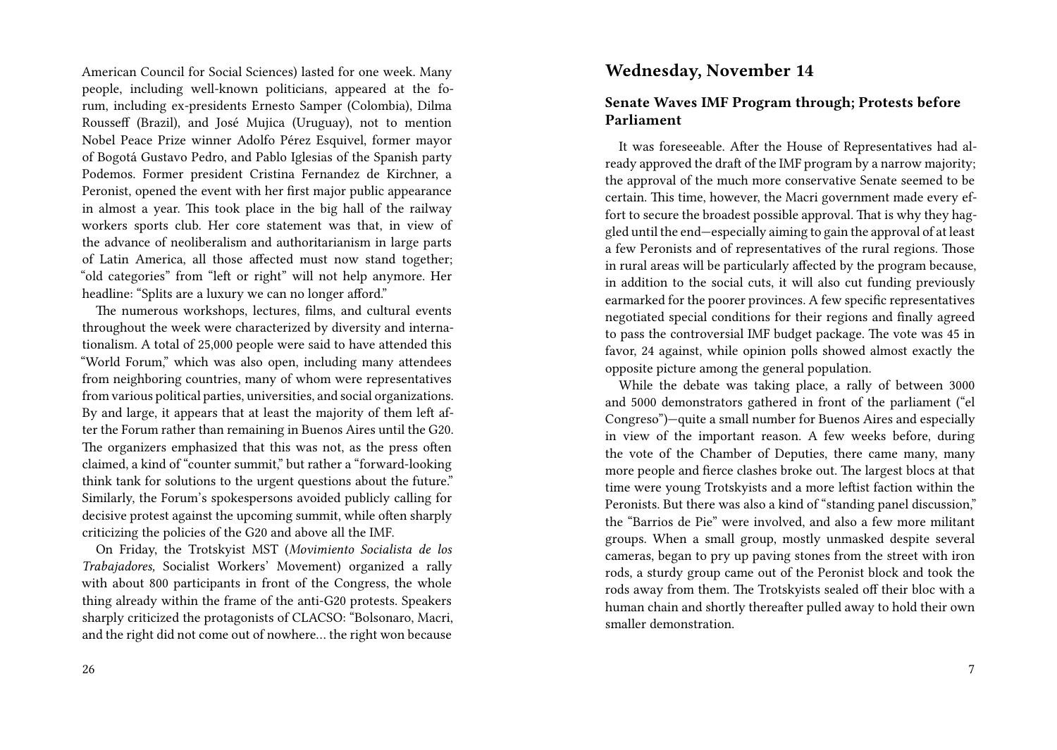American Council for Social Sciences) lasted for one week. Many people, including well-known politicians, appeared at the forum, including ex-presidents Ernesto Samper (Colombia), Dilma Rousseff (Brazil), and José Mujica (Uruguay), not to mention Nobel Peace Prize winner Adolfo Pérez Esquivel, former mayor of Bogotá Gustavo Pedro, and Pablo Iglesias of the Spanish party Podemos. Former president Cristina Fernandez de Kirchner, a Peronist, opened the event with her first major public appearance in almost a year. This took place in the big hall of the railway workers sports club. Her core statement was that, in view of the advance of neoliberalism and authoritarianism in large parts of Latin America, all those affected must now stand together; "old categories" from "left or right" will not help anymore. Her headline: "Splits are a luxury we can no longer afford."

The numerous workshops, lectures, films, and cultural events throughout the week were characterized by diversity and internationalism. A total of 25,000 people were said to have attended this "World Forum," which was also open, including many attendees from neighboring countries, many of whom were representatives from various political parties, universities, and social organizations. By and large, it appears that at least the majority of them left after the Forum rather than remaining in Buenos Aires until the G20. The organizers emphasized that this was not, as the press often claimed, a kind of "counter summit," but rather a "forward-looking think tank for solutions to the urgent questions about the future." Similarly, the Forum's spokespersons avoided publicly calling for decisive protest against the upcoming summit, while often sharply criticizing the policies of the G20 and above all the IMF.

On Friday, the Trotskyist MST (*Movimiento Socialista de los Trabajadores,* Socialist Workers' Movement) organized a rally with about 800 participants in front of the Congress, the whole thing already within the frame of the anti-G20 protests. Speakers sharply criticized the protagonists of CLACSO: "Bolsonaro, Macri, and the right did not come out of nowhere… the right won because

## Wednesday, November 14

### Senate Waves IMF Program through; Protests before Parliament

It was foreseeable. After the House of Representatives had already approved the draft of the IMF program by a narrow majority; the approval of the much more conservative Senate seemed to be certain. This time, however, the Macri government made every effort to secure the broadest possible approval. That is why they haggled until the end—especially aiming to gain the approval of at least a few Peronists and of representatives of the rural regions. Those in rural areas will be particularly affected by the program because, in addition to the social cuts, it will also cut funding previously earmarked for the poorer provinces. A few specific representatives negotiated special conditions for their regions and finally agreed to pass the controversial IMF budget package. The vote was 45 in favor, 24 against, while opinion polls showed almost exactly the opposite picture among the general population.

While the debate was taking place, a rally of between 3000 and 5000 demonstrators gathered in front of the parliament ("el Congreso")—quite a small number for Buenos Aires and especially in view of the important reason. A few weeks before, during the vote of the Chamber of Deputies, there came many, many more people and fierce clashes broke out. The largest blocs at that time were young Trotskyists and a more leftist faction within the Peronists. But there was also a kind of "standing panel discussion," the "Barrios de Pie" were involved, and also a few more militant groups. When a small group, mostly unmasked despite several cameras, began to pry up paving stones from the street with iron rods, a sturdy group came out of the Peronist block and took the rods away from them. The Trotskyists sealed off their bloc with a human chain and shortly thereafter pulled away to hold their own smaller demonstration.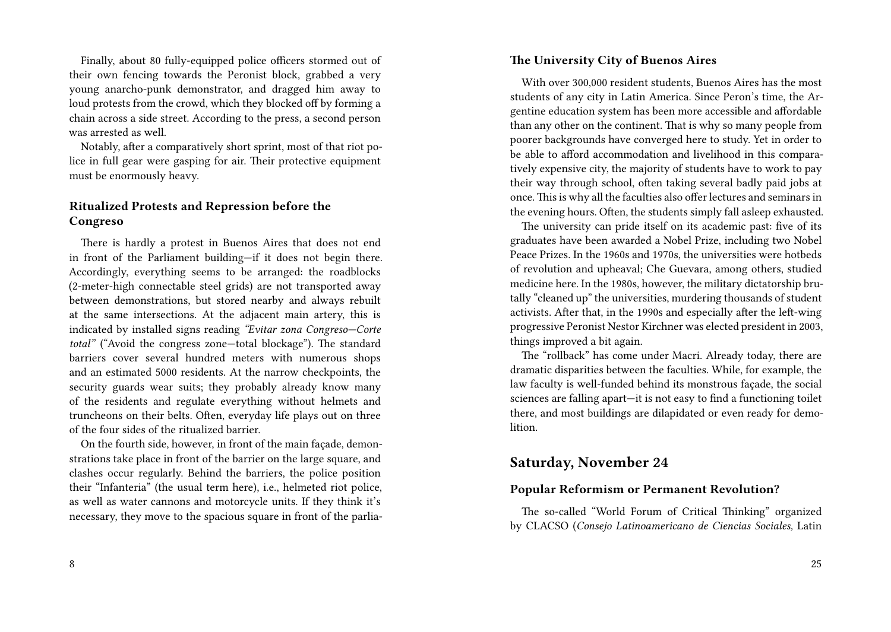Finally, about 80 fully-equipped police officers stormed out of their own fencing towards the Peronist block, grabbed a very young anarcho-punk demonstrator, and dragged him away to loud protests from the crowd, which they blocked off by forming a chain across a side street. According to the press, a second person was arrested as well.

Notably, after a comparatively short sprint, most of that riot police in full gear were gasping for air. Their protective equipment must be enormously heavy.

### Ritualized Protests and Repression before the Congreso

There is hardly a protest in Buenos Aires that does not end in front of the Parliament building—if it does not begin there. Accordingly, everything seems to be arranged: the roadblocks (2-meter-high connectable steel grids) are not transported away between demonstrations, but stored nearby and always rebuilt at the same intersections. At the adjacent main artery, this is indicated by installed signs reading *"Evitar zona Congreso—Corte total"* ("Avoid the congress zone—total blockage"). The standard barriers cover several hundred meters with numerous shops and an estimated 5000 residents. At the narrow checkpoints, the security guards wear suits; they probably already know many of the residents and regulate everything without helmets and truncheons on their belts. Often, everyday life plays out on three of the four sides of the ritualized barrier.

On the fourth side, however, in front of the main façade, demonstrations take place in front of the barrier on the large square, and clashes occur regularly. Behind the barriers, the police position their "Infanteria" (the usual term here), i.e., helmeted riot police, as well as water cannons and motorcycle units. If they think it's necessary, they move to the spacious square in front of the parlia-

### The University City of Buenos Aires

With over 300,000 resident students, Buenos Aires has the most students of any city in Latin America. Since Peron's time, the Argentine education system has been more accessible and affordable than any other on the continent. That is why so many people from poorer backgrounds have converged here to study. Yet in order to be able to afford accommodation and livelihood in this comparatively expensive city, the majority of students have to work to pay their way through school, often taking several badly paid jobs at once. This is why all the faculties also offer lectures and seminars in the evening hours. Often, the students simply fall asleep exhausted.

The university can pride itself on its academic past: five of its graduates have been awarded a Nobel Prize, including two Nobel Peace Prizes. In the 1960s and 1970s, the universities were hotbeds of revolution and upheaval; Che Guevara, among others, studied medicine here. In the 1980s, however, the military dictatorship brutally "cleaned up" the universities, murdering thousands of student activists. After that, in the 1990s and especially after the left-wing progressive Peronist Nestor Kirchner was elected president in 2003, things improved a bit again.

The "rollback" has come under Macri. Already today, there are dramatic disparities between the faculties. While, for example, the law faculty is well-funded behind its monstrous façade, the social sciences are falling apart—it is not easy to find a functioning toilet there, and most buildings are dilapidated or even ready for demolition.

## Saturday, November 24

### Popular Reformism or Permanent Revolution?

The so-called "World Forum of Critical Thinking" organized by CLACSO (*Consejo Latinoamericano de Ciencias Sociales,* Latin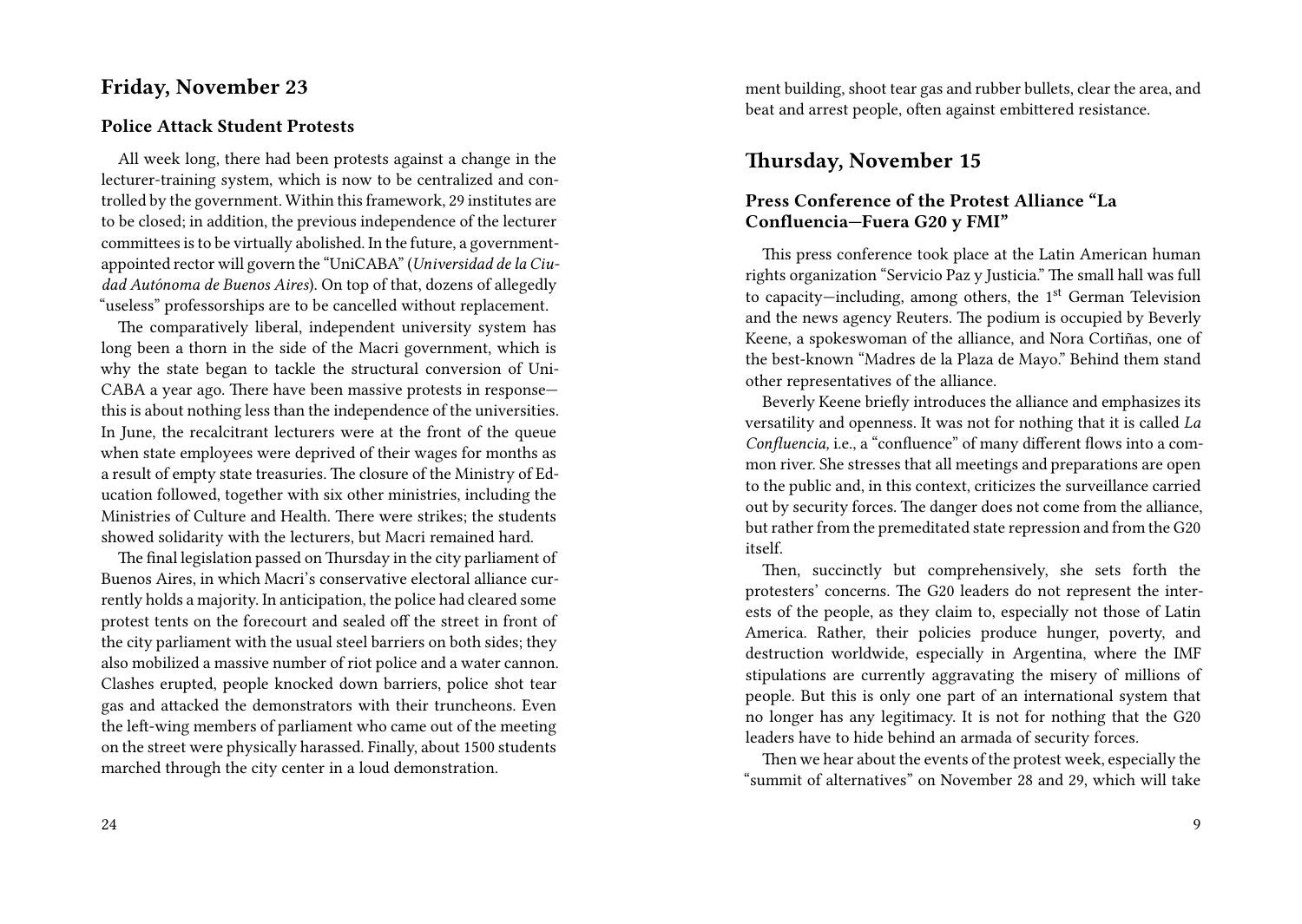## Friday, November 23

### Police Attack Student Protests

All week long, there had been protests against a change in the lecturer-training system, which is now to be centralized and controlled by the government. Within this framework, 29 institutes are to be closed; in addition, the previous independence of the lecturer committees is to be virtually abolished. In the future, a government-appointed rector will govern the "UniCABA" (*Universidad de la Ciudad Autónoma de Buenos Aires*). On top of that, dozens of allegedly "useless" professorships are to be cancelled without replacement.

The comparatively liberal, independent university system has long been a thorn in the side of the Macri government, which is why the state began to tackle the structural conversion of UniCABA a year ago. There have been massive protests in response—this is about nothing less than the independence of the universities. In June, the recalcitrant lecturers were at the front of the queue when state employees were deprived of their wages for months as a result of empty state treasuries. The closure of the Ministry of Education followed, together with six other ministries, including the Ministries of Culture and Health. There were strikes; the students showed solidarity with the lecturers, but Macri remained hard.

The final legislation passed on Thursday in the city parliament of Buenos Aires, in which Macri's conservative electoral alliance currently holds a majority. In anticipation, the police had cleared some protest tents on the forecourt and sealed off the street in front of the city parliament with the usual steel barriers on both sides; they also mobilized a massive number of riot police and a water cannon. Clashes erupted, people knocked down barriers, police shot tear gas and attacked the demonstrators with their truncheons. Even the left-wing members of parliament who came out of the meeting on the street were physically harassed. Finally, about 1500 students marched through the city center in a loud demonstration.

ment building, shoot tear gas and rubber bullets, clear the area, and beat and arrest people, often against embittered resistance.

## Thursday, November 15

### Press Conference of the Protest Alliance "La Confluencia—Fuera G20 y FMI"

This press conference took place at the Latin American human rights organization "Servicio Paz y Justicia." The small hall was full to capacity—including, among others, the 1st German Television and the news agency Reuters. The podium is occupied by Beverly Keene, a spokeswoman of the alliance, and Nora Cortiñas, one of the best-known "Madres de la Plaza de Mayo." Behind them stand other representatives of the alliance.

Beverly Keene briefly introduces the alliance and emphasizes its versatility and openness. It was not for nothing that it is called *La Confluencia,* i.e., a "confluence" of many different flows into a common river. She stresses that all meetings and preparations are open to the public and, in this context, criticizes the surveillance carried out by security forces. The danger does not come from the alliance, but rather from the premeditated state repression and from the G20 itself.

Then, succinctly but comprehensively, she sets forth the protesters' concerns. The G20 leaders do not represent the interests of the people, as they claim to, especially not those of Latin America. Rather, their policies produce hunger, poverty, and destruction worldwide, especially in Argentina, where the IMF stipulations are currently aggravating the misery of millions of people. But this is only one part of an international system that no longer has any legitimacy. It is not for nothing that the G20 leaders have to hide behind an armada of security forces.

Then we hear about the events of the protest week, especially the "summit of alternatives" on November 28 and 29, which will take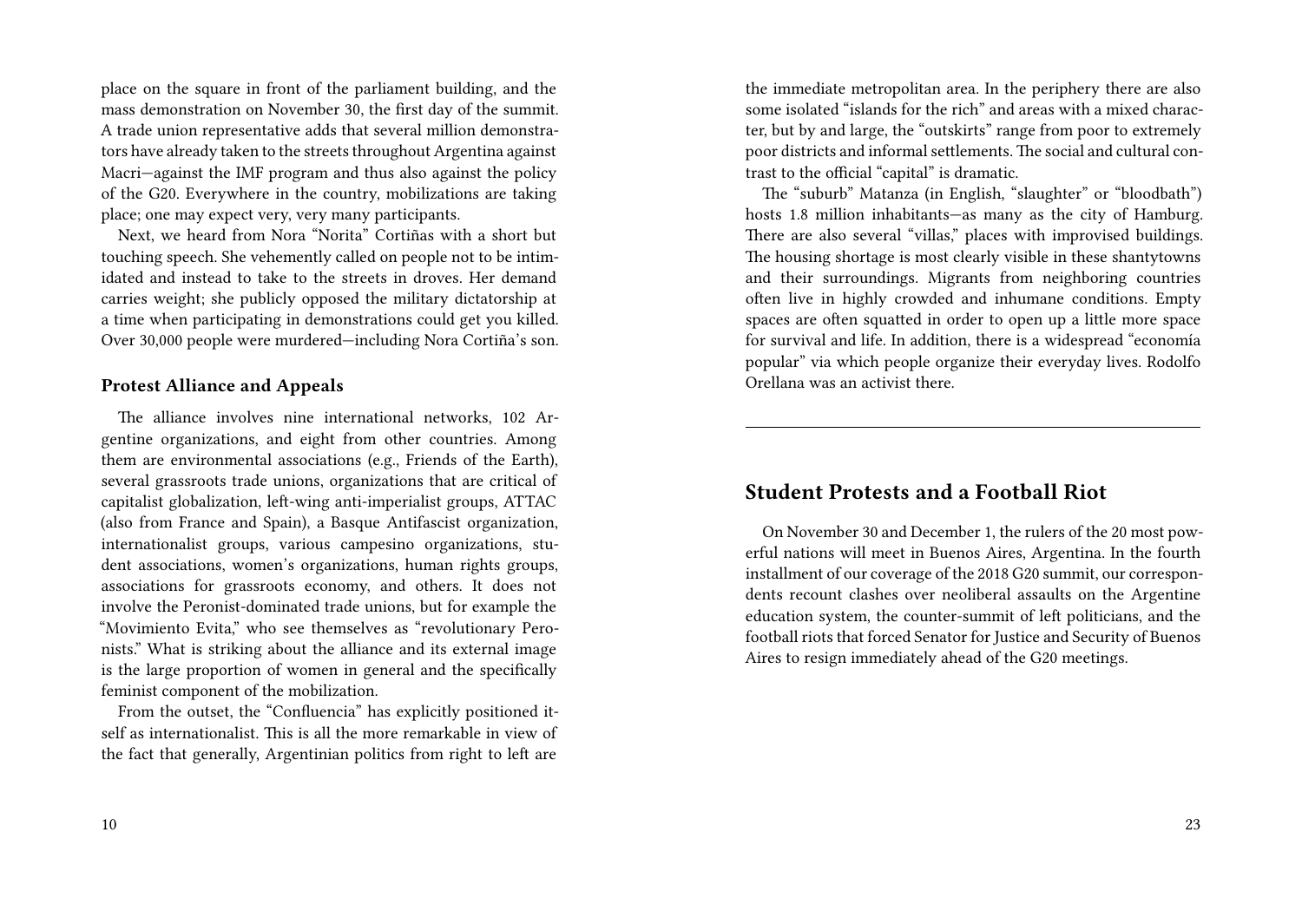place on the square in front of the parliament building, and the mass demonstration on November 30, the first day of the summit. A trade union representative adds that several million demonstrators have already taken to the streets throughout Argentina against Macri—against the IMF program and thus also against the policy of the G20. Everywhere in the country, mobilizations are taking place; one may expect very, very many participants.

Next, we heard from Nora "Norita" Cortiñas with a short but touching speech. She vehemently called on people not to be intimidated and instead to take to the streets in droves. Her demand carries weight; she publicly opposed the military dictatorship at a time when participating in demonstrations could get you killed. Over 30,000 people were murdered—including Nora Cortiña's son.

### Protest Alliance and Appeals

The alliance involves nine international networks, 102 Argentine organizations, and eight from other countries. Among them are environmental associations (e.g., Friends of the Earth), several grassroots trade unions, organizations that are critical of capitalist globalization, left-wing anti-imperialist groups, ATTAC (also from France and Spain), a Basque Antifascist organization, internationalist groups, various campesino organizations, student associations, women's organizations, human rights groups, associations for grassroots economy, and others. It does not involve the Peronist-dominated trade unions, but for example the "Movimiento Evita," who see themselves as "revolutionary Peronists." What is striking about the alliance and its external image is the large proportion of women in general and the specifically feminist component of the mobilization.

From the outset, the "Confluencia" has explicitly positioned itself as internationalist. This is all the more remarkable in view of the fact that generally, Argentinian politics from right to left are

the immediate metropolitan area. In the periphery there are also some isolated "islands for the rich" and areas with a mixed character, but by and large, the "outskirts" range from poor to extremely poor districts and informal settlements. The social and cultural contrast to the official "capital" is dramatic.

The "suburb" Matanza (in English, "slaughter" or "bloodbath") hosts 1.8 million inhabitants—as many as the city of Hamburg. There are also several "villas," places with improvised buildings. The housing shortage is most clearly visible in these shantytowns and their surroundings. Migrants from neighboring countries often live in highly crowded and inhumane conditions. Empty spaces are often squatted in order to open up a little more space for survival and life. In addition, there is a widespread "economía popular" via which people organize their everyday lives. Rodolfo Orellana was an activist there.

---

## Student Protests and a Football Riot

On November 30 and December 1, the rulers of the 20 most powerful nations will meet in Buenos Aires, Argentina. In the fourth installment of our coverage of the 2018 G20 summit, our correspondents recount clashes over neoliberal assaults on the Argentine education system, the counter-summit of left politicians, and the football riots that forced Senator for Justice and Security of Buenos Aires to resign immediately ahead of the G20 meetings.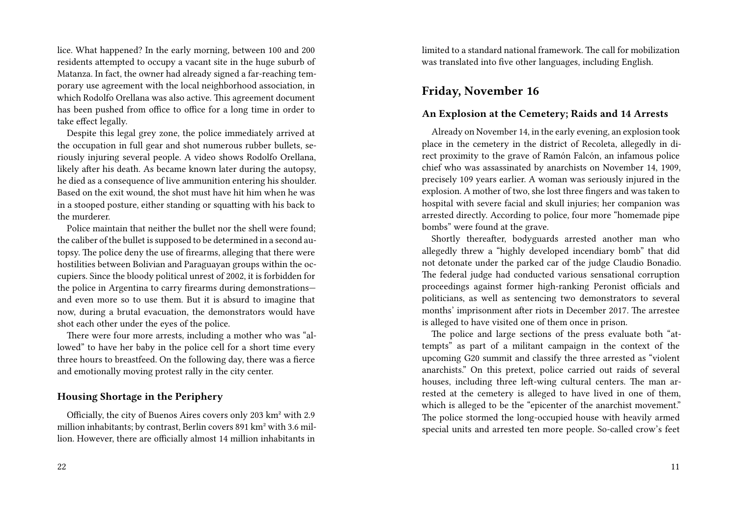lice. What happened? In the early morning, between 100 and 200 residents attempted to occupy a vacant site in the huge suburb of Matanza. In fact, the owner had already signed a far-reaching temporary use agreement with the local neighborhood association, in which Rodolfo Orellana was also active. This agreement document has been pushed from office to office for a long time in order to take effect legally.

Despite this legal grey zone, the police immediately arrived at the occupation in full gear and shot numerous rubber bullets, seriously injuring several people. A video shows Rodolfo Orellana, likely after his death. As became known later during the autopsy, he died as a consequence of live ammunition entering his shoulder. Based on the exit wound, the shot must have hit him when he was in a stooped posture, either standing or squatting with his back to the murderer.

Police maintain that neither the bullet nor the shell were found; the caliber of the bullet is supposed to be determined in a second autopsy. The police deny the use of firearms, alleging that there were hostilities between Bolivian and Paraguayan groups within the occupiers. Since the bloody political unrest of 2002, it is forbidden for the police in Argentina to carry firearms during demonstrations—and even more so to use them. But it is absurd to imagine that now, during a brutal evacuation, the demonstrators would have shot each other under the eyes of the police.

There were four more arrests, including a mother who was "allowed" to have her baby in the police cell for a short time every three hours to breastfeed. On the following day, there was a fierce and emotionally moving protest rally in the city center.

### Housing Shortage in the Periphery

Officially, the city of Buenos Aires covers only 203 km² with 2.9 million inhabitants; by contrast, Berlin covers 891 km² with 3.6 million. However, there are officially almost 14 million inhabitants in

limited to a standard national framework. The call for mobilization was translated into five other languages, including English.

## Friday, November 16

### An Explosion at the Cemetery; Raids and 14 Arrests

Already on November 14, in the early evening, an explosion took place in the cemetery in the district of Recoleta, allegedly in direct proximity to the grave of Ramón Falcón, an infamous police chief who was assassinated by anarchists on November 14, 1909, precisely 109 years earlier. A woman was seriously injured in the explosion. A mother of two, she lost three fingers and was taken to hospital with severe facial and skull injuries; her companion was arrested directly. According to police, four more "homemade pipe bombs" were found at the grave.

Shortly thereafter, bodyguards arrested another man who allegedly threw a "highly developed incendiary bomb" that did not detonate under the parked car of the judge Claudio Bonadio. The federal judge had conducted various sensational corruption proceedings against former high-ranking Peronist officials and politicians, as well as sentencing two demonstrators to several months' imprisonment after riots in December 2017. The arrestee is alleged to have visited one of them once in prison.

The police and large sections of the press evaluate both "attempts" as part of a militant campaign in the context of the upcoming G20 summit and classify the three arrested as "violent anarchists." On this pretext, police carried out raids of several houses, including three left-wing cultural centers. The man arrested at the cemetery is alleged to have lived in one of them, which is alleged to be the "epicenter of the anarchist movement." The police stormed the long-occupied house with heavily armed special units and arrested ten more people. So-called crow's feet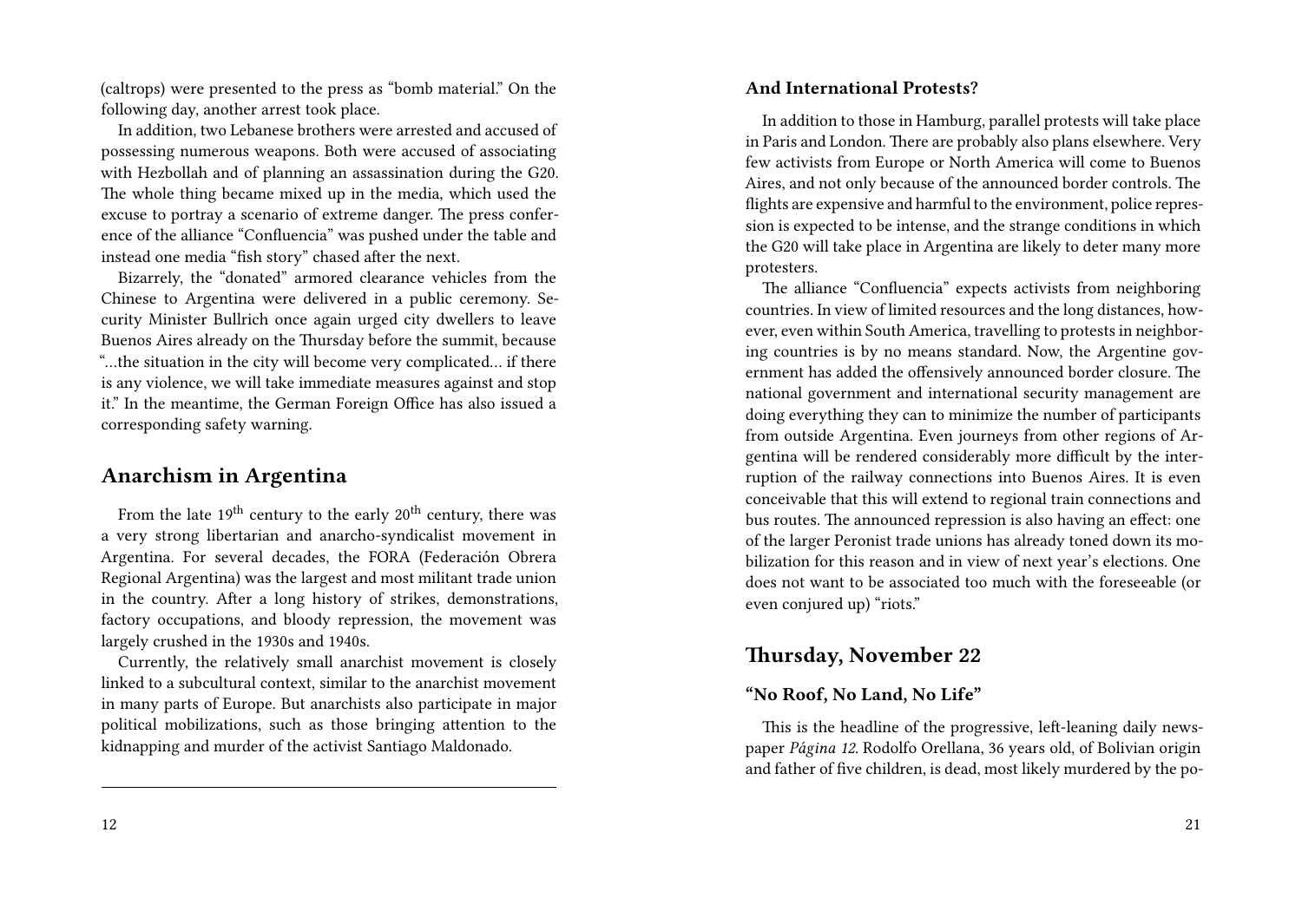(caltrops) were presented to the press as "bomb material." On the following day, another arrest took place.

In addition, two Lebanese brothers were arrested and accused of possessing numerous weapons. Both were accused of associating with Hezbollah and of planning an assassination during the G20. The whole thing became mixed up in the media, which used the excuse to portray a scenario of extreme danger. The press conference of the alliance "Confluencia" was pushed under the table and instead one media "fish story" chased after the next.

Bizarrely, the "donated" armored clearance vehicles from the Chinese to Argentina were delivered in a public ceremony. Security Minister Bullrich once again urged city dwellers to leave Buenos Aires already on the Thursday before the summit, because "…the situation in the city will become very complicated… if there is any violence, we will take immediate measures against and stop it." In the meantime, the German Foreign Office has also issued a corresponding safety warning.

## Anarchism in Argentina

From the late 19th century to the early 20th century, there was a very strong libertarian and anarcho-syndicalist movement in Argentina. For several decades, the FORA (Federación Obrera Regional Argentina) was the largest and most militant trade union in the country. After a long history of strikes, demonstrations, factory occupations, and bloody repression, the movement was largely crushed in the 1930s and 1940s.

Currently, the relatively small anarchist movement is closely linked to a subcultural context, similar to the anarchist movement in many parts of Europe. But anarchists also participate in major political mobilizations, such as those bringing attention to the kidnapping and murder of the activist Santiago Maldonado.

---

### And International Protests?

In addition to those in Hamburg, parallel protests will take place in Paris and London. There are probably also plans elsewhere. Very few activists from Europe or North America will come to Buenos Aires, and not only because of the announced border controls. The flights are expensive and harmful to the environment, police repression is expected to be intense, and the strange conditions in which the G20 will take place in Argentina are likely to deter many more protesters.

The alliance "Confluencia" expects activists from neighboring countries. In view of limited resources and the long distances, however, even within South America, travelling to protests in neighboring countries is by no means standard. Now, the Argentine government has added the offensively announced border closure. The national government and international security management are doing everything they can to minimize the number of participants from outside Argentina. Even journeys from other regions of Argentina will be rendered considerably more difficult by the interruption of the railway connections into Buenos Aires. It is even conceivable that this will extend to regional train connections and bus routes. The announced repression is also having an effect: one of the larger Peronist trade unions has already toned down its mobilization for this reason and in view of next year's elections. One does not want to be associated too much with the foreseeable (or even conjured up) "riots."

## Thursday, November 22

### "No Roof, No Land, No Life"

This is the headline of the progressive, left-leaning daily newspaper *Página 12.* Rodolfo Orellana, 36 years old, of Bolivian origin and father of five children, is dead, most likely murdered by the po-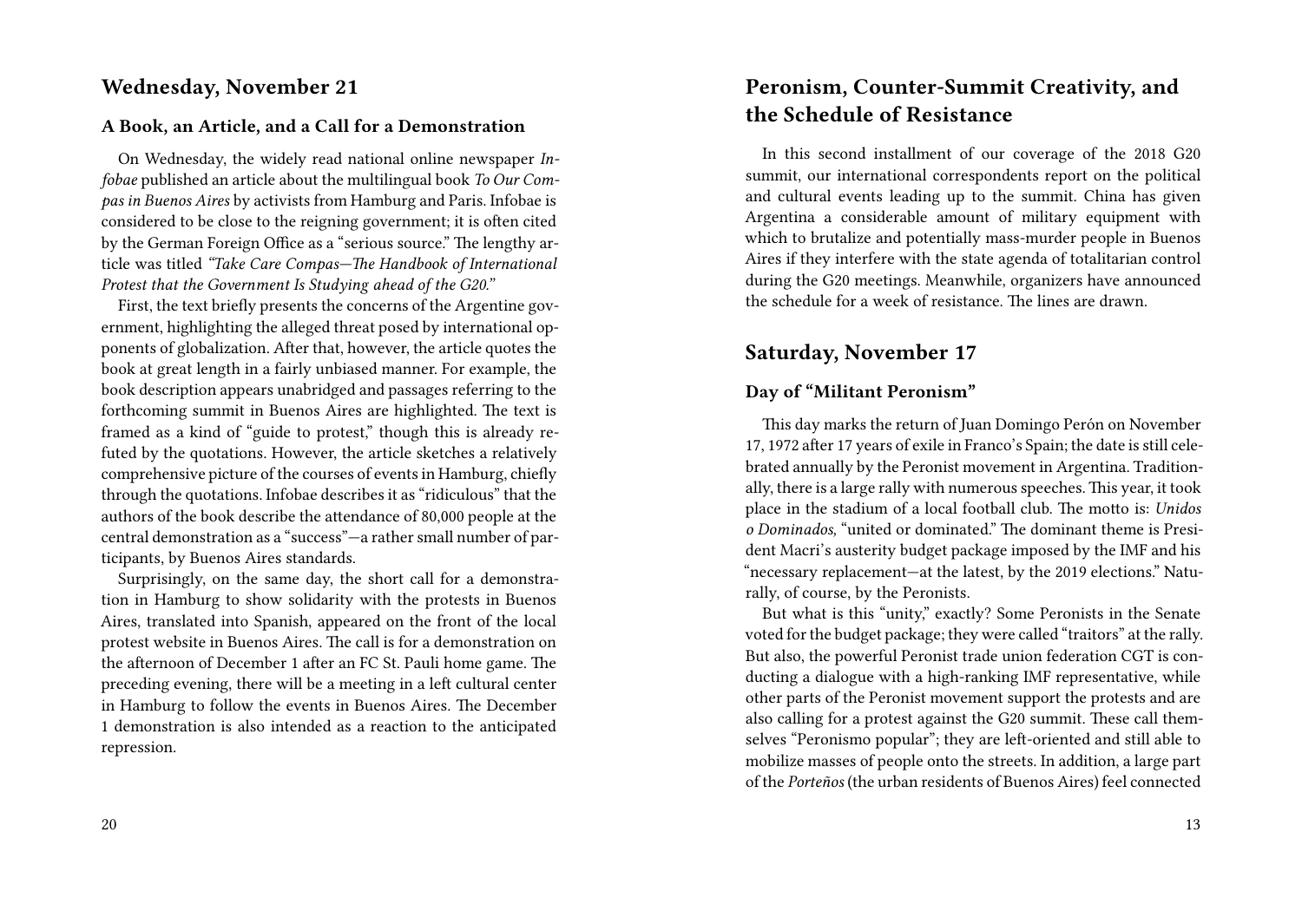## Wednesday, November 21

### A Book, an Article, and a Call for a Demonstration

On Wednesday, the widely read national online newspaper *Infobae* published an article about the multilingual book *To Our Compas in Buenos Aires* by activists from Hamburg and Paris. Infobae is considered to be close to the reigning government; it is often cited by the German Foreign Office as a "serious source." The lengthy article was titled *"Take Care Compas—The Handbook of International Protest that the Government Is Studying ahead of the G20."*

First, the text briefly presents the concerns of the Argentine government, highlighting the alleged threat posed by international opponents of globalization. After that, however, the article quotes the book at great length in a fairly unbiased manner. For example, the book description appears unabridged and passages referring to the forthcoming summit in Buenos Aires are highlighted. The text is framed as a kind of "guide to protest," though this is already refuted by the quotations. However, the article sketches a relatively comprehensive picture of the courses of events in Hamburg, chiefly through the quotations. Infobae describes it as "ridiculous" that the authors of the book describe the attendance of 80,000 people at the central demonstration as a "success"—a rather small number of participants, by Buenos Aires standards.

Surprisingly, on the same day, the short call for a demonstration in Hamburg to show solidarity with the protests in Buenos Aires, translated into Spanish, appeared on the front of the local protest website in Buenos Aires. The call is for a demonstration on the afternoon of December 1 after an FC St. Pauli home game. The preceding evening, there will be a meeting in a left cultural center in Hamburg to follow the events in Buenos Aires. The December 1 demonstration is also intended as a reaction to the anticipated repression.

# Peronism, Counter-Summit Creativity, and the Schedule of Resistance

In this second installment of our coverage of the 2018 G20 summit, our international correspondents report on the political and cultural events leading up to the summit. China has given Argentina a considerable amount of military equipment with which to brutalize and potentially mass-murder people in Buenos Aires if they interfere with the state agenda of totalitarian control during the G20 meetings. Meanwhile, organizers have announced the schedule for a week of resistance. The lines are drawn.

## Saturday, November 17

### Day of "Militant Peronism"

This day marks the return of Juan Domingo Perón on November 17, 1972 after 17 years of exile in Franco's Spain; the date is still celebrated annually by the Peronist movement in Argentina. Traditionally, there is a large rally with numerous speeches. This year, it took place in the stadium of a local football club. The motto is: *Unidos o Dominados,* "united or dominated." The dominant theme is President Macri's austerity budget package imposed by the IMF and his "necessary replacement—at the latest, by the 2019 elections." Naturally, of course, by the Peronists.

But what is this "unity," exactly? Some Peronists in the Senate voted for the budget package; they were called "traitors" at the rally. But also, the powerful Peronist trade union federation CGT is conducting a dialogue with a high-ranking IMF representative, while other parts of the Peronist movement support the protests and are also calling for a protest against the G20 summit. These call themselves "Peronismo popular"; they are left-oriented and still able to mobilize masses of people onto the streets. In addition, a large part of the *Porteños* (the urban residents of Buenos Aires) feel connected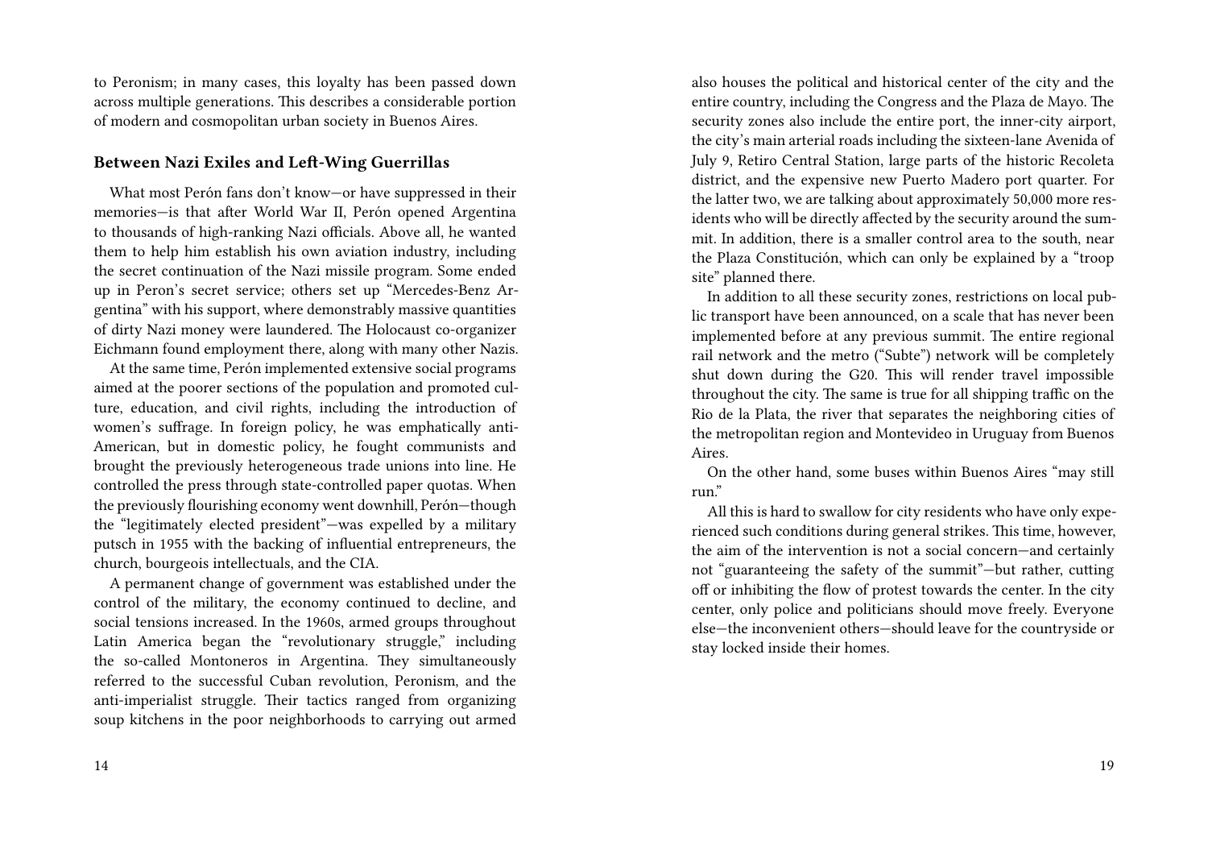to Peronism; in many cases, this loyalty has been passed down across multiple generations. This describes a considerable portion of modern and cosmopolitan urban society in Buenos Aires.

### Between Nazi Exiles and Left-Wing Guerrillas

What most Perón fans don't know—or have suppressed in their memories—is that after World War II, Perón opened Argentina to thousands of high-ranking Nazi officials. Above all, he wanted them to help him establish his own aviation industry, including the secret continuation of the Nazi missile program. Some ended up in Peron's secret service; others set up "Mercedes-Benz Argentina" with his support, where demonstrably massive quantities of dirty Nazi money were laundered. The Holocaust co-organizer Eichmann found employment there, along with many other Nazis.

At the same time, Perón implemented extensive social programs aimed at the poorer sections of the population and promoted culture, education, and civil rights, including the introduction of women's suffrage. In foreign policy, he was emphatically anti-American, but in domestic policy, he fought communists and brought the previously heterogeneous trade unions into line. He controlled the press through state-controlled paper quotas. When the previously flourishing economy went downhill, Perón—though the "legitimately elected president"—was expelled by a military putsch in 1955 with the backing of influential entrepreneurs, the church, bourgeois intellectuals, and the CIA.

A permanent change of government was established under the control of the military, the economy continued to decline, and social tensions increased. In the 1960s, armed groups throughout Latin America began the "revolutionary struggle," including the so-called Montoneros in Argentina. They simultaneously referred to the successful Cuban revolution, Peronism, and the anti-imperialist struggle. Their tactics ranged from organizing soup kitchens in the poor neighborhoods to carrying out armed

also houses the political and historical center of the city and the entire country, including the Congress and the Plaza de Mayo. The security zones also include the entire port, the inner-city airport, the city's main arterial roads including the sixteen-lane Avenida of July 9, Retiro Central Station, large parts of the historic Recoleta district, and the expensive new Puerto Madero port quarter. For the latter two, we are talking about approximately 50,000 more residents who will be directly affected by the security around the summit. In addition, there is a smaller control area to the south, near the Plaza Constitución, which can only be explained by a "troop site" planned there.

In addition to all these security zones, restrictions on local public transport have been announced, on a scale that has never been implemented before at any previous summit. The entire regional rail network and the metro ("Subte") network will be completely shut down during the G20. This will render travel impossible throughout the city. The same is true for all shipping traffic on the Rio de la Plata, the river that separates the neighboring cities of the metropolitan region and Montevideo in Uruguay from Buenos Aires.

On the other hand, some buses within Buenos Aires "may still run."

All this is hard to swallow for city residents who have only experienced such conditions during general strikes. This time, however, the aim of the intervention is not a social concern—and certainly not "guaranteeing the safety of the summit"—but rather, cutting off or inhibiting the flow of protest towards the center. In the city center, only police and politicians should move freely. Everyone else—the inconvenient others—should leave for the countryside or stay locked inside their homes.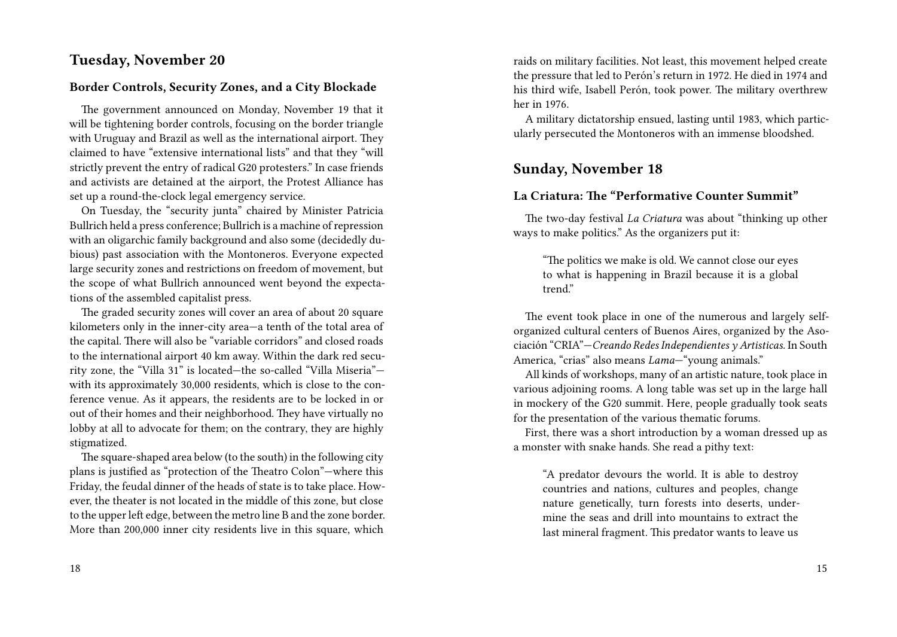## Tuesday, November 20

### Border Controls, Security Zones, and a City Blockade

The government announced on Monday, November 19 that it will be tightening border controls, focusing on the border triangle with Uruguay and Brazil as well as the international airport. They claimed to have "extensive international lists" and that they "will strictly prevent the entry of radical G20 protesters." In case friends and activists are detained at the airport, the Protest Alliance has set up a round-the-clock legal emergency service.

On Tuesday, the "security junta" chaired by Minister Patricia Bullrich held a press conference; Bullrich is a machine of repression with an oligarchic family background and also some (decidedly dubious) past association with the Montoneros. Everyone expected large security zones and restrictions on freedom of movement, but the scope of what Bullrich announced went beyond the expectations of the assembled capitalist press.

The graded security zones will cover an area of about 20 square kilometers only in the inner-city area—a tenth of the total area of the capital. There will also be "variable corridors" and closed roads to the international airport 40 km away. Within the dark red security zone, the "Villa 31" is located—the so-called "Villa Miseria"—with its approximately 30,000 residents, which is close to the conference venue. As it appears, the residents are to be locked in or out of their homes and their neighborhood. They have virtually no lobby at all to advocate for them; on the contrary, they are highly stigmatized.

The square-shaped area below (to the south) in the following city plans is justified as "protection of the Theatro Colon"—where this Friday, the feudal dinner of the heads of state is to take place. However, the theater is not located in the middle of this zone, but close to the upper left edge, between the metro line B and the zone border. More than 200,000 inner city residents live in this square, which

raids on military facilities. Not least, this movement helped create the pressure that led to Perón's return in 1972. He died in 1974 and his third wife, Isabell Perón, took power. The military overthrew her in 1976.

A military dictatorship ensued, lasting until 1983, which particularly persecuted the Montoneros with an immense bloodshed.

## Sunday, November 18

### La Criatura: The "Performative Counter Summit"

The two-day festival *La Criatura* was about "thinking up other ways to make politics." As the organizers put it:

> "The politics we make is old. We cannot close our eyes to what is happening in Brazil because it is a global trend."

The event took place in one of the numerous and largely self-organized cultural centers of Buenos Aires, organized by the Asociación "CRIA"—*Creando Redes Independientes y Artisticas.* In South America, "crias" also means *Lama*—"young animals."

All kinds of workshops, many of an artistic nature, took place in various adjoining rooms. A long table was set up in the large hall in mockery of the G20 summit. Here, people gradually took seats for the presentation of the various thematic forums.

First, there was a short introduction by a woman dressed up as a monster with snake hands. She read a pithy text:

> "A predator devours the world. It is able to destroy countries and nations, cultures and peoples, change nature genetically, turn forests into deserts, undermine the seas and drill into mountains to extract the last mineral fragment. This predator wants to leave us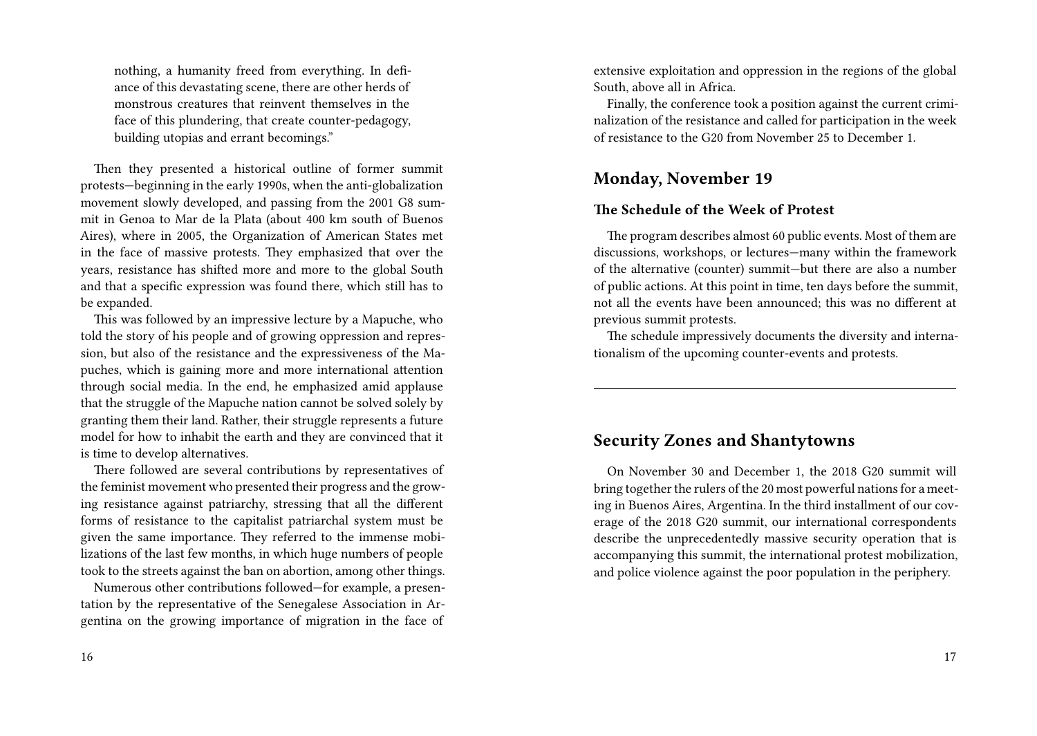nothing, a humanity freed from everything. In defiance of this devastating scene, there are other herds of monstrous creatures that reinvent themselves in the face of this plundering, that create counter-pedagogy, building utopias and errant becomings."

Then they presented a historical outline of former summit protests—beginning in the early 1990s, when the anti-globalization movement slowly developed, and passing from the 2001 G8 summit in Genoa to Mar de la Plata (about 400 km south of Buenos Aires), where in 2005, the Organization of American States met in the face of massive protests. They emphasized that over the years, resistance has shifted more and more to the global South and that a specific expression was found there, which still has to be expanded.

This was followed by an impressive lecture by a Mapuche, who told the story of his people and of growing oppression and repression, but also of the resistance and the expressiveness of the Mapuches, which is gaining more and more international attention through social media. In the end, he emphasized amid applause that the struggle of the Mapuche nation cannot be solved solely by granting them their land. Rather, their struggle represents a future model for how to inhabit the earth and they are convinced that it is time to develop alternatives.

There followed are several contributions by representatives of the feminist movement who presented their progress and the growing resistance against patriarchy, stressing that all the different forms of resistance to the capitalist patriarchal system must be given the same importance. They referred to the immense mobilizations of the last few months, in which huge numbers of people took to the streets against the ban on abortion, among other things.

Numerous other contributions followed—for example, a presentation by the representative of the Senegalese Association in Argentina on the growing importance of migration in the face of extensive exploitation and oppression in the regions of the global South, above all in Africa.

Finally, the conference took a position against the current criminalization of the resistance and called for participation in the week of resistance to the G20 from November 25 to December 1.

## Monday, November 19

### The Schedule of the Week of Protest

The program describes almost 60 public events. Most of them are discussions, workshops, or lectures—many within the framework of the alternative (counter) summit—but there are also a number of public actions. At this point in time, ten days before the summit, not all the events have been announced; this was no different at previous summit protests.

The schedule impressively documents the diversity and internationalism of the upcoming counter-events and protests.

---

## Security Zones and Shantytowns

On November 30 and December 1, the 2018 G20 summit will bring together the rulers of the 20 most powerful nations for a meeting in Buenos Aires, Argentina. In the third installment of our coverage of the 2018 G20 summit, our international correspondents describe the unprecedentedly massive security operation that is accompanying this summit, the international protest mobilization, and police violence against the poor population in the periphery.